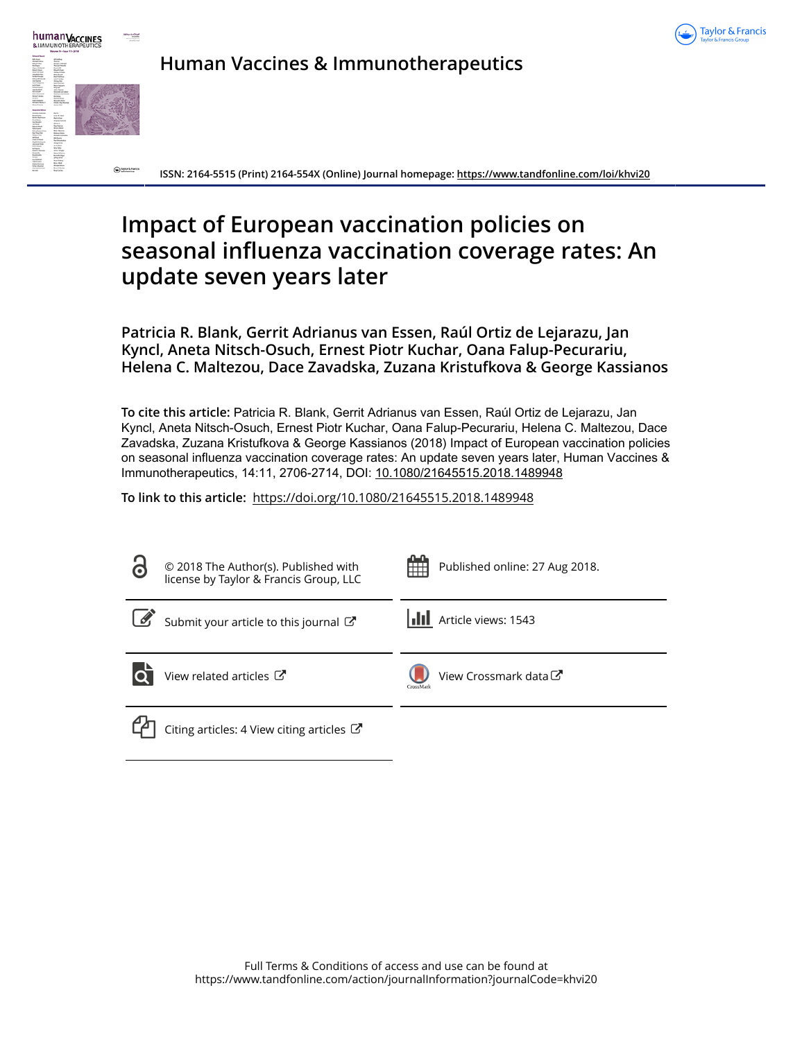Human Vaccines & Immunotherapeutics

ISSN: 2164-5515 (Print) 2164-554X (Online) Journal homepage: https://www.tandfonline.com/loi/khvi20

# Impact of European vaccination policies on seasonal influenza vaccination coverage rates: An update seven years later

**Patricia R. Blank, Gerrit Adrianus van Essen, Raúl Ortiz de Lejarazu, Jan Kyncl, Aneta Nitsch-Osuch, Ernest Piotr Kuchar, Oana Falup-Pecurariu, Helena C. Maltezou, Dace Zavadska, Zuzana Kristufkova & George Kassianos**

**To cite this article:** Patricia R. Blank, Gerrit Adrianus van Essen, Raúl Ortiz de Lejarazu, Jan Kyncl, Aneta Nitsch-Osuch, Ernest Piotr Kuchar, Oana Falup-Pecurariu, Helena C. Maltezou, Dace Zavadska, Zuzana Kristufkova & George Kassianos (2018) Impact of European vaccination policies on seasonal influenza vaccination coverage rates: An update seven years later, Human Vaccines & Immunotherapeutics, 14:11, 2706-2714, DOI: 10.1080/21645515.2018.1489948

**To link to this article:** https://doi.org/10.1080/21645515.2018.1489948

© 2018 The Author(s). Published with license by Taylor & Francis Group, LLC

Published online: 27 Aug 2018.

Submit your article to this journal

Article views: 1543

View related articles

View Crossmark data

Citing articles: 4 View citing articles

Full Terms & Conditions of access and use can be found at
https://www.tandfonline.com/action/journalInformation?journalCode=khvi20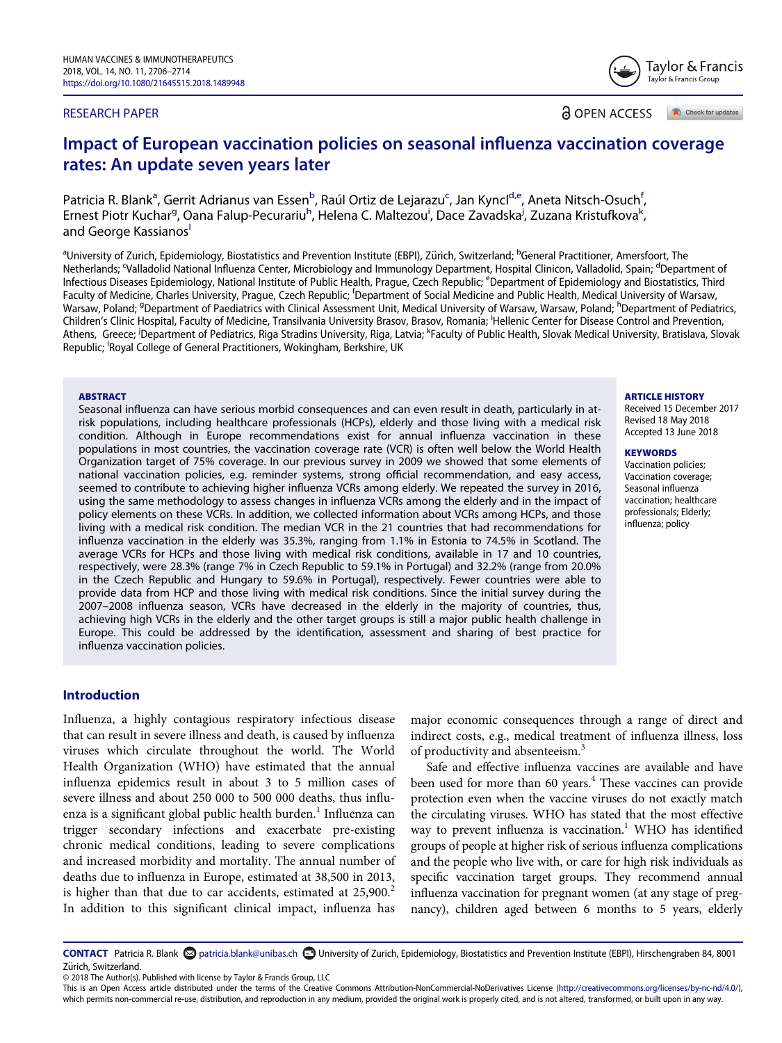# Impact of European vaccination policies on seasonal influenza vaccination coverage rates: An update seven years later

Patricia R. Blank[a], Gerrit Adrianus van Essen[b], Raúl Ortiz de Lejarazu[c], Jan Kyncl[d,e], Aneta Nitsch-Osuch[f], Ernest Piotr Kuchar[g], Oana Falup-Pecurariu[h], Helena C. Maltezou[i], Dace Zavadska[j], Zuzana Kristufkova[k], and George Kassianos[l]

[a]University of Zurich, Epidemiology, Biostatistics and Prevention Institute (EBPI), Zürich, Switzerland; [b]General Practitioner, Amersfoort, The Netherlands; [c]Valladolid National Influenza Center, Microbiology and Immunology Department, Hospital Clinicon, Valladolid, Spain; [d]Department of Infectious Diseases Epidemiology, National Institute of Public Health, Prague, Czech Republic; [e]Department of Epidemiology and Biostatistics, Third Faculty of Medicine, Charles University, Prague, Czech Republic; [f]Department of Social Medicine and Public Health, Medical University of Warsaw, Warsaw, Poland; [g]Department of Paediatrics with Clinical Assessment Unit, Medical University of Warsaw, Warsaw, Poland; [h]Department of Pediatrics, Children's Clinic Hospital, Faculty of Medicine, Transilvania University Brasov, Brasov, Romania; [i]Hellenic Center for Disease Control and Prevention, Athens, Greece; [j]Department of Pediatrics, Riga Stradins University, Riga, Latvia; [k]Faculty of Public Health, Slovak Medical University, Bratislava, Slovak Republic; [l]Royal College of General Practitioners, Wokingham, Berkshire, UK

RESEARCH PAPER

OPEN ACCESS

## ABSTRACT

Seasonal influenza can have serious morbid consequences and can even result in death, particularly in at-risk populations, including healthcare professionals (HCPs), elderly and those living with a medical risk condition. Although in Europe recommendations exist for annual influenza vaccination in these populations in most countries, the vaccination coverage rate (VCR) is often well below the World Health Organization target of 75% coverage. In our previous survey in 2009 we showed that some elements of national vaccination policies, e.g. reminder systems, strong official recommendation, and easy access, seemed to contribute to achieving higher influenza VCRs among elderly. We repeated the survey in 2016, using the same methodology to assess changes in influenza VCRs among the elderly and in the impact of policy elements on these VCRs. In addition, we collected information about VCRs among HCPs, and those living with a medical risk condition. The median VCR in the 21 countries that had recommendations for influenza vaccination in the elderly was 35.3%, ranging from 1.1% in Estonia to 74.5% in Scotland. The average VCRs for HCPs and those living with medical risk conditions, available in 17 and 10 countries, respectively, were 28.3% (range 7% in Czech Republic to 59.1% in Portugal) and 32.2% (range from 20.0% in the Czech Republic and Hungary to 59.6% in Portugal), respectively. Fewer countries were able to provide data from HCP and those living with medical risk conditions. Since the initial survey during the 2007–2008 influenza season, VCRs have decreased in the elderly in the majority of countries, thus, achieving high VCRs in the elderly and the other target groups is still a major public health challenge in Europe. This could be addressed by the identification, assessment and sharing of best practice for influenza vaccination policies.

**ARTICLE HISTORY**
Received 15 December 2017
Revised 18 May 2018
Accepted 13 June 2018

**KEYWORDS**
Vaccination policies; Vaccination coverage; Seasonal influenza vaccination; healthcare professionals; Elderly; influenza; policy

## Introduction

Influenza, a highly contagious respiratory infectious disease that can result in severe illness and death, is caused by influenza viruses which circulate throughout the world. The World Health Organization (WHO) have estimated that the annual influenza epidemics result in about 3 to 5 million cases of severe illness and about 250 000 to 500 000 deaths, thus influenza is a significant global public health burden.[1] Influenza can trigger secondary infections and exacerbate pre-existing chronic medical conditions, leading to severe complications and increased morbidity and mortality. The annual number of deaths due to influenza in Europe, estimated at 38,500 in 2013, is higher than that due to car accidents, estimated at 25,900.[2] In addition to this significant clinical impact, influenza has major economic consequences through a range of direct and indirect costs, e.g., medical treatment of influenza illness, loss of productivity and absenteeism.[3]

Safe and effective influenza vaccines are available and have been used for more than 60 years.[4] These vaccines can provide protection even when the vaccine viruses do not exactly match the circulating viruses. WHO has stated that the most effective way to prevent influenza is vaccination.[1] WHO has identified groups of people at higher risk of serious influenza complications and the people who live with, or care for high risk individuals as specific vaccination target groups. They recommend annual influenza vaccination for pregnant women (at any stage of pregnancy), children aged between 6 months to 5 years, elderly

**CONTACT** Patricia R. Blank patricia.blank@unibas.ch University of Zurich, Epidemiology, Biostatistics and Prevention Institute (EBPI), Hirschengraben 84, 8001 Zürich, Switzerland.

© 2018 The Author(s). Published with license by Taylor & Francis Group, LLC
This is an Open Access article distributed under the terms of the Creative Commons Attribution-NonCommercial-NoDerivatives License (http://creativecommons.org/licenses/by-nc-nd/4.0/), which permits non-commercial re-use, distribution, and reproduction in any medium, provided the original work is properly cited, and is not altered, transformed, or built upon in any way.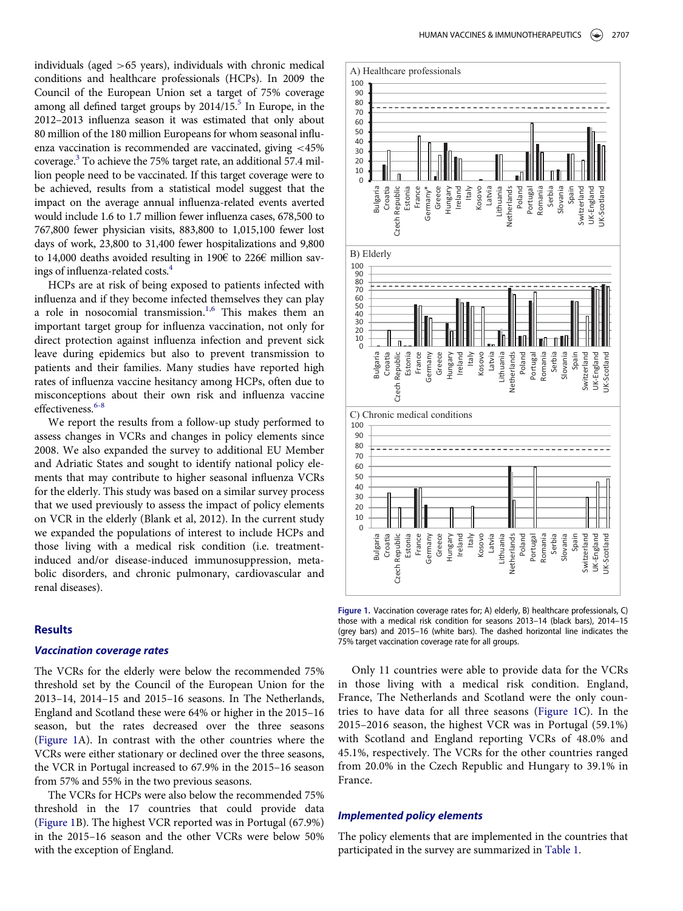individuals (aged >65 years), individuals with chronic medical conditions and healthcare professionals (HCPs). In 2009 the Council of the European Union set a target of 75% coverage among all defined target groups by 2014/15.[5] In Europe, in the 2012–2013 influenza season it was estimated that only about 80 million of the 180 million Europeans for whom seasonal influenza vaccination is recommended are vaccinated, giving <45% coverage.[3] To achieve the 75% target rate, an additional 57.4 million people need to be vaccinated. If this target coverage were to be achieved, results from a statistical model suggest that the impact on the average annual influenza-related events averted would include 1.6 to 1.7 million fewer influenza cases, 678,500 to 767,800 fewer physician visits, 883,800 to 1,015,100 fewer lost days of work, 23,800 to 31,400 fewer hospitalizations and 9,800 to 14,000 deaths avoided resulting in 190€ to 226€ million savings of influenza-related costs.[4]

HCPs are at risk of being exposed to patients infected with influenza and if they become infected themselves they can play a role in nosocomial transmission.[1,6] This makes them an important target group for influenza vaccination, not only for direct protection against influenza infection and prevent sick leave during epidemics but also to prevent transmission to patients and their families. Many studies have reported high rates of influenza vaccine hesitancy among HCPs, often due to misconceptions about their own risk and influenza vaccine effectiveness.[6-8]

We report the results from a follow-up study performed to assess changes in VCRs and changes in policy elements since 2008. We also expanded the survey to additional EU Member and Adriatic States and sought to identify national policy elements that may contribute to higher seasonal influenza VCRs for the elderly. This study was based on a similar survey process that we used previously to assess the impact of policy elements on VCR in the elderly (Blank et al, 2012). In the current study we expanded the populations of interest to include HCPs and those living with a medical risk condition (i.e. treatment-induced and/or disease-induced immunosuppression, metabolic disorders, and chronic pulmonary, cardiovascular and renal diseases).

## Results

### *Vaccination coverage rates*

The VCRs for the elderly were below the recommended 75% threshold set by the Council of the European Union for the 2013–14, 2014–15 and 2015–16 seasons. In The Netherlands, England and Scotland these were 64% or higher in the 2015–16 season, but the rates decreased over the three seasons (Figure 1A). In contrast with the other countries where the VCRs were either stationary or declined over the three seasons, the VCR in Portugal increased to 67.9% in the 2015–16 season from 57% and 55% in the two previous seasons.

The VCRs for HCPs were also below the recommended 75% threshold in the 17 countries that could provide data (Figure 1B). The highest VCR reported was in Portugal (67.9%) in the 2015–16 season and the other VCRs were below 50% with the exception of England.

**Figure 1.** Vaccination coverage rates for; A) elderly, B) healthcare professionals, C) those with a medical risk condition for seasons 2013–14 (black bars), 2014–15 (grey bars) and 2015–16 (white bars). The dashed horizontal line indicates the 75% target vaccination coverage rate for all groups.

Only 11 countries were able to provide data for the VCRs in those living with a medical risk condition. England, France, The Netherlands and Scotland were the only countries to have data for all three seasons (Figure 1C). In the 2015–2016 season, the highest VCR was in Portugal (59.1%) with Scotland and England reporting VCRs of 48.0% and 45.1%, respectively. The VCRs for the other countries ranged from 20.0% in the Czech Republic and Hungary to 39.1% in France.

### *Implemented policy elements*

The policy elements that are implemented in the countries that participated in the survey are summarized in Table 1.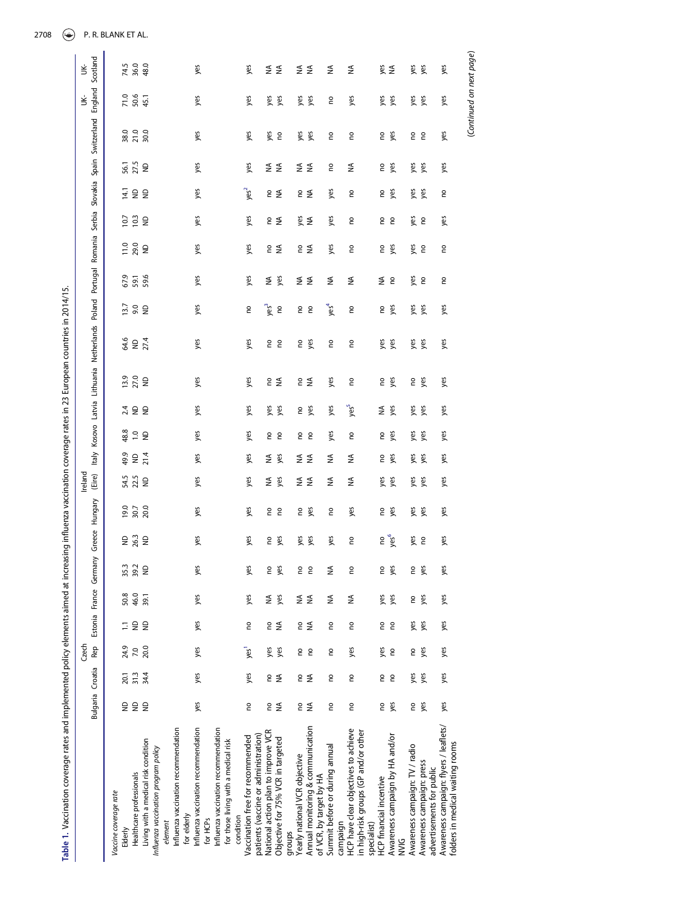**Table 1.** Vaccination coverage rates and implemented policy elements aimed at increasing influenza vaccination coverage rates in 23 European countries in 2014/15.

| | Bulgaria | Croatia | Czech Rep | Estonia | France | Germany | Greece | Hungary | Ireland (Eire) | Italy | Kosovo | Latvia | Lithuania | Netherlands | Poland | Portugal | Romania | Serbia | Slovakia | Spain | Switzerland | UK-England | UK-Scotland |
|---|---|---|---|---|---|---|---|---|---|---|---|---|---|---|---|---|---|---|---|---|---|---|---|
| *Vaccine coverage rate* | | | | | | | | | | | | | | | | | | | | | | | |
| Elderly | ND | 20.1 | 24.9 | 1.1 | 50.8 | 35.3 | ND | 19.0 | 54.5 | 49.9 | 48.8 | 2.4 | 13.9 | 64.6 | 13.7 | 67.9 | 11.0 | 10.7 | 14.1 | 56.1 | 38.0 | 71.0 | 74.5 |
| Healthcare professionals | ND | 31.3 | 7.0 | ND | 46.0 | 39.2 | 26.3 | 30.7 | 22.5 | ND | 1.0 | ND | 27.0 | ND | 9.0 | 59.1 | 29.0 | 10.3 | ND | 27.5 | 21.0 | 50.6 | 36.0 |
| Living with a medical risk condition | ND | 34.4 | 20.0 | ND | 39.1 | ND | ND | 20.0 | ND | 21.4 | ND | ND | ND | 27.4 | ND | 59.6 | ND | ND | ND | ND | 30.0 | 45.1 | 48.0 |
| *Influenza vaccination program policy element* | | | | | | | | | | | | | | | | | | | | | | | |
| Influenza vaccination recommendation for elderly | | | | | | | | | | | | | | | | | | | | | | | |
| Influenza vaccination recommendation for HCPs | yes | yes | yes | yes | yes | yes | yes | yes | yes | yes | yes | yes | yes | yes | yes | yes | yes | yes | yes | yes | yes | yes | yes |
| Influenza vaccination recommendation for those living with a medical risk condition | | | | | | | | | | | | | | | | | | | | | | | |
| Vaccination free for recommended patients (vaccine or administration) | no | yes | yes[1] | no | yes | yes | yes | yes | yes | yes | yes | yes | yes | yes | no | yes | yes | yes | yes[2] | yes | yes | yes | yes |
| National action plan to improve VCR | no | no | yes | no | NA | no | no | no | NA | NA | no | yes | no | no | yes[3] | NA | no | no | no | NA | yes | yes | NA |
| Objective for 75% VCR in targeted groups | NA | NA | yes | NA | yes | yes | yes | no | yes | yes | no | yes | NA | no | no | yes | NA | NA | NA | NA | no | yes | NA |
| Yearly national VCR objective | no | no | no | no | NA | no | yes | no | NA | NA | no | no | no | no | no | NA | no | yes | no | NA | yes | yes | NA |
| Annual monitoring & communication of VCR, by target by HA | NA | NA | no | NA | NA | no | yes | yes | NA | NA | no | yes | NA | yes | no | NA | NA | NA | NA | NA | yes | yes | NA |
| Summit before or during annual campaign | no | no | no | no | NA | NA | yes | no | NA | NA | yes | yes | yes | no | yes[4] | NA | yes | yes | yes | no | no | no | NA |
| HCP have clear objectives to achieve in high-risk groups (GP and/or other specialist) | no | no | yes | no | NA | no | no | yes | NA | NA | no | yes[5] | no | no | no | NA | no | no | no | NA | no | yes | NA |
| HCP financial incentive | no | no | yes | no | yes | no | no | no | yes | no | no | NA | no | yes | no | NA | no | no | no | no | no | yes | yes |
| Awareness campaign by HA and/or NVIG | yes | no | no | no | yes | yes | yes[6] | yes | yes | yes | yes | yes | yes | yes | yes | no | yes | no | yes | yes | yes | yes | NA |
| Awareness campaign: TV / radio | no | yes | no | yes | no | no | yes | yes | yes | yes | yes | yes | no | yes | yes | yes | yes | yes | yes | yes | no | yes | yes |
| Awareness campaign: press advertisements for public | yes | yes | yes | yes | yes | yes | no | yes | yes | yes | yes | yes | yes | yes | yes | no | no | no | yes | yes | no | yes | yes |
| Awareness campaign: flyers / leaflets/ folders in medical waiting rooms | yes | yes | yes | yes | yes | yes | yes | yes | yes | yes | yes | yes | yes | yes | yes | no | no | yes | no | yes | yes | yes | yes |

(*Continued on next page*)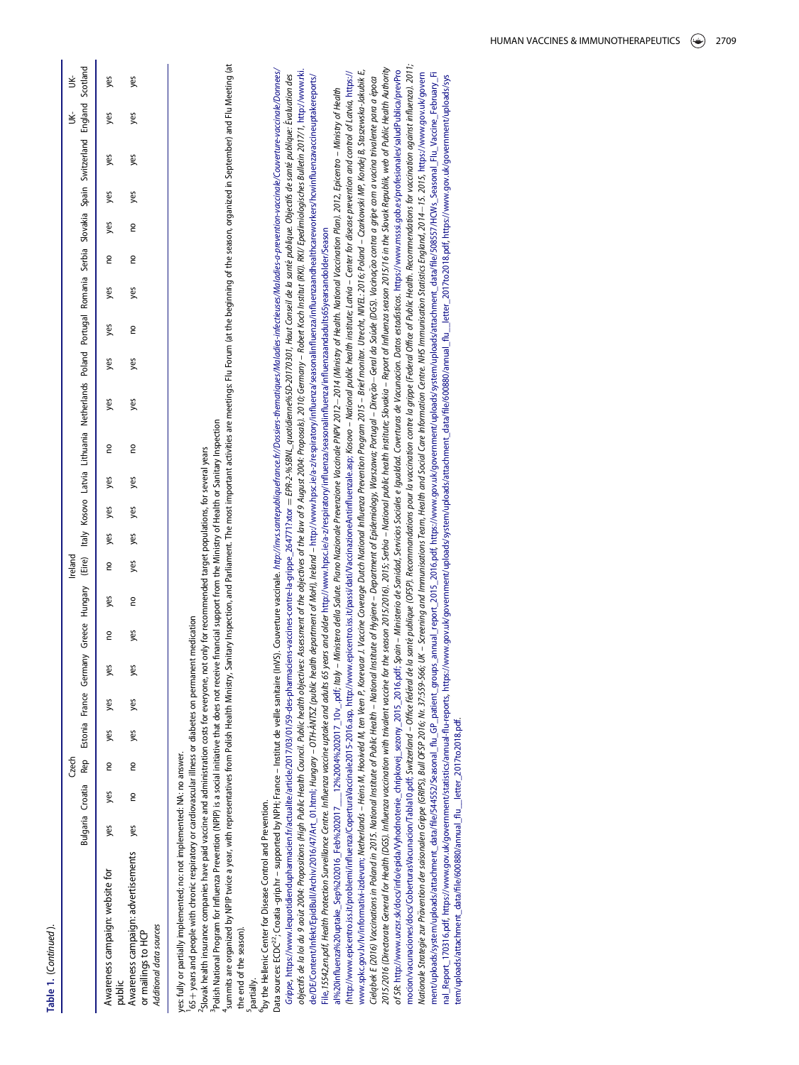**Table 1.** (*Continued*).

| | Bulgaria | Croatia | Czech Rep | Estonia | France | Germany | Greece | Hungary | Ireland (Eire) | Italy | Kosovo | Latvia | Lithuania | Netherlands | Poland | Portugal | Romania | Serbia | Slovakia | Spain | Switzerland | UK-England | UK-Scotland |
|---|---|---|---|---|---|---|---|---|---|---|---|---|---|---|---|---|---|---|---|---|---|---|---|
| Awareness campaign: website for public | yes | yes | no | yes | yes | yes | no | yes | no | yes | yes | yes | no | yes | yes | yes | yes | no | yes | yes | yes | yes | yes |
| Awareness campaign: advertisements or mailings to HCP | yes | no | no | yes | yes | yes | yes | no | yes | yes | yes | yes | no | yes | yes | no | yes | no | no | yes | yes | yes | yes |
| *Additional data sources* | | | | | | | | | | | | | | | | | | | | | | | |

yes: fully or partially implemented; no: not implemented: NA: no answer.

[1]65+ years and people with chronic respiratory or cardiovascular illness or diabetes on permanent medication

[2]Slovak health insurance companies have paid vaccine and administration costs for everyone, not only for recommended target populations, for several years

[3]Polish National Program for Influenza Prevention (NPIP) is a social initiative that does not receive financial support from the Ministry of Health or Sanitary Inspection

[4]summits are organized by NPIP twice a year, with representatives from Polish Health Ministry, Sanitary Inspection, and Parliament. The most important activities are meetings: Flu Forum (at the beginning of the season, organized in September) and Flu Meeting (at the end of the season).

[5]partially.

[6]by the Hellenic Center for Disease Control and Prevention.

Data sources: ECDC[22]; Croatia -grip.hr – supported by NPH; France – Institut de veille sanitaire (InVS). Couverture vaccinale. *http://invs.santepubliquefrance.fr//Dossiers-thematiques/Maladies-infectieuses/Maladies-a-prevention-vaccinale/Couverture-vaccinale/Donnees/Grippe*, https://www.lequotidiendupharmacien.fr/actualite/article/2017/03/01/59-des-pharmaciens-vaccines-contre-la-grippe_264771?xtor = EPR-2-%5BNL_quotidienne%5D-20170301, *Haut Conseil de la santé publique. Objectifs de santé publique: Évaluation des objectifs de la loi du 9 aout 2004: Propositions (High Public Health Council. Public health objectives: Assessment of the objectives of the law of 9 August 2004: Proposals). 2010; Germany – Robert Koch Institut (RKI). RKI Epedimiologisches Bulletin 2017/1*, http://www.rki.de/DE/Content/Infekt/EpidBull/Archiv/2016/47/Art_01.html; *Hungary – OTH-ANTSZ (public health department of MoH), Ireland* – http://www.hpsc.ie/a-z/respiratory/influenza/seasonalinfluenza/influenzaandhealthcareworkers/hcwinfluenzavaccineuptakereports/File,15542,en.pdf, *Health Protection Surveillance Centre. Influenza vaccine uptake and adults 65 years and older* http://www.hpsc.ie/a-z/respiratory/influenza/seasonalinfluenza/influenzaandadults65yearsandolder/Season al%20influenza%20uptake_Sep%202016_Feb%202017___12%2004%202017_10v__.pdf; *Italy – Ministero della Salute. Piano Nazionale Prevenzione Vaccinale PNPV 2012 – 2014 (Ministry of Health. National Vaccination Plan). 2012, Epicentro – Ministry of Health* (http://www.epicentro.iss.it/problemi/influenza/CoperturaVaccinale2015-2016.asp, http://www.epicentro.iss.it/passi/dati/VaccinazioneAntinfluenzale.asp; *Kosovo – National public health institute; Latvia – Center for disease prevention and control of Latvia*, https://www.spkc.gov.lv/lv/informativi-izdevumi; *Netherlands – Heins M, Hooiveld M, ten Veen P, Korevaar J. Vaccine Coverage Dutch National Influenza Prevention Program 2015 – Brief monitor. Utrecht, NIVEL: 2016; Poland – Czarkowski MP, Kondej B, Staszewska-Jakubik E, Cielębek E (2016) Vaccinations in Poland in 2015. National Institute of Public Health – National Institute of Hygiene – Department of Epidemiology, Warszawa; Portugal – Direção – Geral da Saúde (DGS). Vacinação contra a gripe com a vacina trivalente para a época 2015/2016 (Directorate General for Health (DGS). Influenza vaccination with trivalent vaccine for the season 2015/2016). 2015; Serbia – National public health institute; Slovakia – Report of Influenza season 2015/16 in the Slovak Republik, web of Public Health Authority of SR:* http://www.uvzsr.sk/docs/info/epida/Vyhodnotenie_chripkovej_sezony_2015_2016.pdf; *Spain – Ministerio de Sanidad, Servicios Sociales e Igualdad. Coberturas de Vacunacion. Datos estadísticos.* https://www.msssi.gob.es/profesionales/saludPublica/prevPromocion/vacunaciones/docs/CoberturasVacunacion/Tabla10.pdf; *Switzerland – Office fédéral de la santé publique (OFSP). Recommandations pour la vaccination contre la grippe (Federal Office of Public Health. Recommendations for vaccination against influenza). 2011; Nationale Strategie zur Prävention der saisonalen Grippe (GRIPS), Bull OFSP 2016; Nr. 37:559-566; UK – Screening and Immunisations Team, Health and Social Care Information Centre. NHS Immunisation Statistics England, 2014 – 15. 2015*, https://www.gov.uk/government/uploads/system/uploads/attachment_data/file/544552/Seasonal_flu_GP_patient_groups_annual_report_2015_2016.pdf, https://www.gov.uk/government/uploads/system/uploads/attachment_data/file/508557/HCWs_Seasonal_Flu_Vaccine_February_Final_Report_170316.pdf, https://www.gov.uk/government/statistics/annual-flu-reports, https://www.gov.uk/government/uploads/system/uploads/attachment_data/file/600880/annual_flu__letter_2017to2018.pdf, https://www.gov.uk/government/uploads/system/uploads/attachment_data/file/600880/annual_flu__letter_2017to2018.pdf.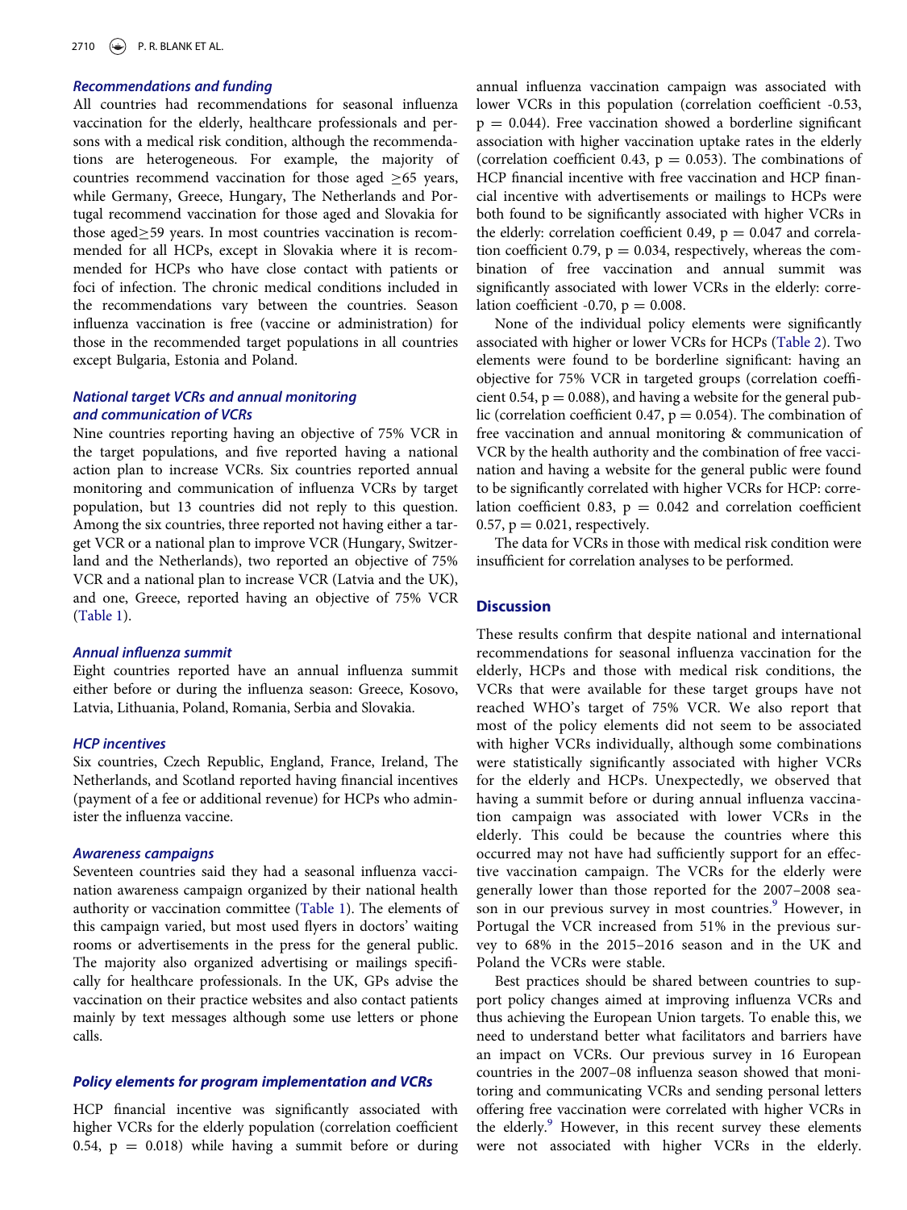### Recommendations and funding

All countries had recommendations for seasonal influenza vaccination for the elderly, healthcare professionals and persons with a medical risk condition, although the recommendations are heterogeneous. For example, the majority of countries recommend vaccination for those aged ≥65 years, while Germany, Greece, Hungary, The Netherlands and Portugal recommend vaccination for those aged and Slovakia for those aged≥59 years. In most countries vaccination is recommended for all HCPs, except in Slovakia where it is recommended for HCPs who have close contact with patients or foci of infection. The chronic medical conditions included in the recommendations vary between the countries. Season influenza vaccination is free (vaccine or administration) for those in the recommended target populations in all countries except Bulgaria, Estonia and Poland.

### National target VCRs and annual monitoring and communication of VCRs

Nine countries reporting having an objective of 75% VCR in the target populations, and five reported having a national action plan to increase VCRs. Six countries reported annual monitoring and communication of influenza VCRs by target population, but 13 countries did not reply to this question. Among the six countries, three reported not having either a target VCR or a national plan to improve VCR (Hungary, Switzerland and the Netherlands), two reported an objective of 75% VCR and a national plan to increase VCR (Latvia and the UK), and one, Greece, reported having an objective of 75% VCR (Table 1).

### Annual influenza summit

Eight countries reported have an annual influenza summit either before or during the influenza season: Greece, Kosovo, Latvia, Lithuania, Poland, Romania, Serbia and Slovakia.

### HCP incentives

Six countries, Czech Republic, England, France, Ireland, The Netherlands, and Scotland reported having financial incentives (payment of a fee or additional revenue) for HCPs who administer the influenza vaccine.

### Awareness campaigns

Seventeen countries said they had a seasonal influenza vaccination awareness campaign organized by their national health authority or vaccination committee (Table 1). The elements of this campaign varied, but most used flyers in doctors' waiting rooms or advertisements in the press for the general public. The majority also organized advertising or mailings specifically for healthcare professionals. In the UK, GPs advise the vaccination on their practice websites and also contact patients mainly by text messages although some use letters or phone calls.

### Policy elements for program implementation and VCRs

HCP financial incentive was significantly associated with higher VCRs for the elderly population (correlation coefficient 0.54, $p = 0.018$) while having a summit before or during annual influenza vaccination campaign was associated with lower VCRs in this population (correlation coefficient -0.53, $p = 0.044$). Free vaccination showed a borderline significant association with higher vaccination uptake rates in the elderly (correlation coefficient 0.43, $p = 0.053$). The combinations of HCP financial incentive with free vaccination and HCP financial incentive with advertisements or mailings to HCPs were both found to be significantly associated with higher VCRs in the elderly: correlation coefficient 0.49, $p = 0.047$ and correlation coefficient 0.79, $p = 0.034$, respectively, whereas the combination of free vaccination and annual summit was significantly associated with lower VCRs in the elderly: correlation coefficient -0.70, $p = 0.008$.

None of the individual policy elements were significantly associated with higher or lower VCRs for HCPs (Table 2). Two elements were found to be borderline significant: having an objective for 75% VCR in targeted groups (correlation coefficient 0.54, $p = 0.088$), and having a website for the general public (correlation coefficient 0.47, $p = 0.054$). The combination of free vaccination and annual monitoring & communication of VCR by the health authority and the combination of free vaccination and having a website for the general public were found to be significantly correlated with higher VCRs for HCP: correlation coefficient 0.83, $p = 0.042$ and correlation coefficient 0.57, $p = 0.021$, respectively.

The data for VCRs in those with medical risk condition were insufficient for correlation analyses to be performed.

## Discussion

These results confirm that despite national and international recommendations for seasonal influenza vaccination for the elderly, HCPs and those with medical risk conditions, the VCRs that were available for these target groups have not reached WHO's target of 75% VCR. We also report that most of the policy elements did not seem to be associated with higher VCRs individually, although some combinations were statistically significantly associated with higher VCRs for the elderly and HCPs. Unexpectedly, we observed that having a summit before or during annual influenza vaccination campaign was associated with lower VCRs in the elderly. This could be because the countries where this occurred may not have had sufficiently support for an effective vaccination campaign. The VCRs for the elderly were generally lower than those reported for the 2007–2008 season in our previous survey in most countries.[9] However, in Portugal the VCR increased from 51% in the previous survey to 68% in the 2015–2016 season and in the UK and Poland the VCRs were stable.

Best practices should be shared between countries to support policy changes aimed at improving influenza VCRs and thus achieving the European Union targets. To enable this, we need to understand better what facilitators and barriers have an impact on VCRs. Our previous survey in 16 European countries in the 2007–08 influenza season showed that monitoring and communicating VCRs and sending personal letters offering free vaccination were correlated with higher VCRs in the elderly.[9] However, in this recent survey these elements were not associated with higher VCRs in the elderly.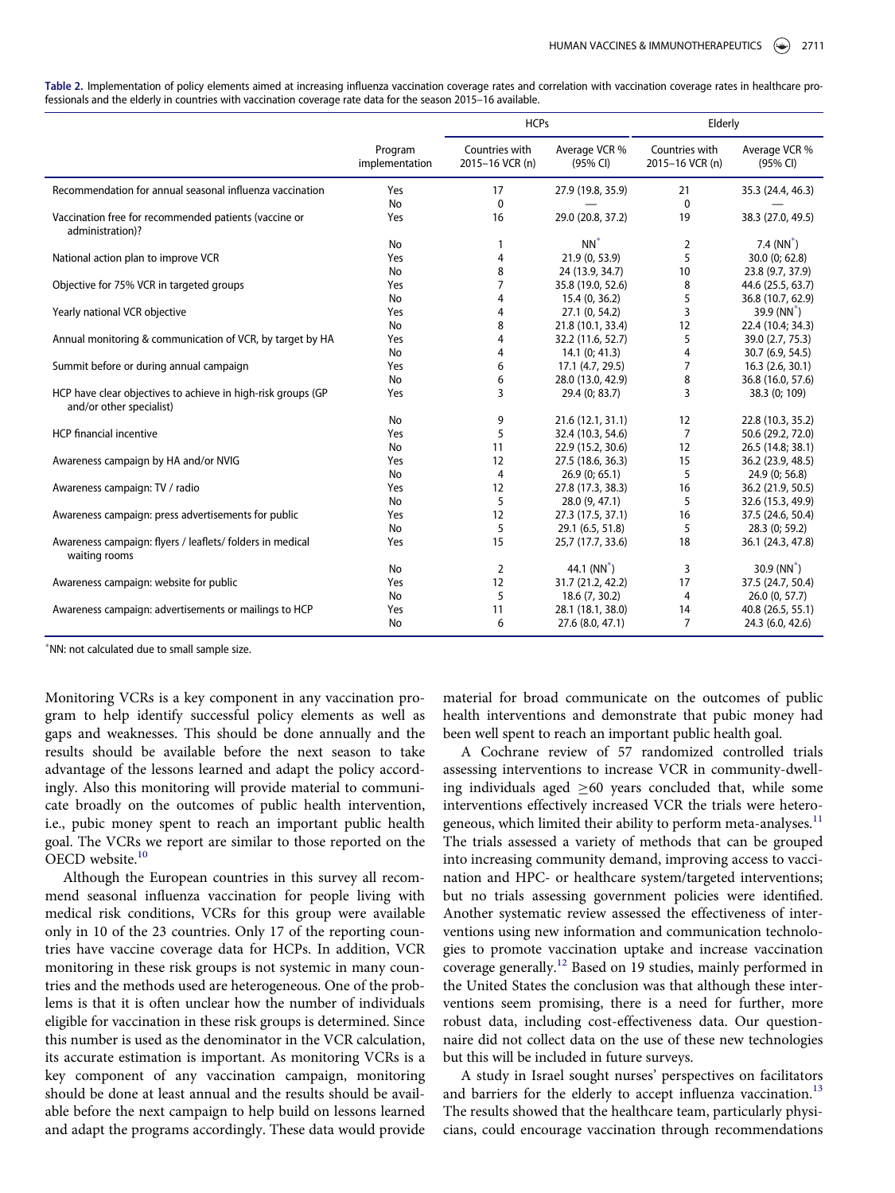**Table 2.** Implementation of policy elements aimed at increasing influenza vaccination coverage rates and correlation with vaccination coverage rates in healthcare professionals and the elderly in countries with vaccination coverage rate data for the season 2015–16 available.

| | | HCPs | | Elderly | |
|---|---|---|---|---|---|
| | Program implementation | Countries with 2015–16 VCR (n) | Average VCR % (95% CI) | Countries with 2015–16 VCR (n) | Average VCR % (95% CI) |
| Recommendation for annual seasonal influenza vaccination | Yes | 17 | 27.9 (19.8, 35.9) | 21 | 35.3 (24.4, 46.3) |
| | No | 0 | — | 0 | — |
| Vaccination free for recommended patients (vaccine or administration)? | Yes | 16 | 29.0 (20.8, 37.2) | 19 | 38.3 (27.0, 49.5) |
| | No | 1 | NN* | 2 | 7.4 (NN*) |
| National action plan to improve VCR | Yes | 4 | 21.9 (0, 53.9) | 5 | 30.0 (0; 62.8) |
| | No | 8 | 24 (13.9, 34.7) | 10 | 23.8 (9.7, 37.9) |
| Objective for 75% VCR in targeted groups | Yes | 7 | 35.8 (19.0, 52.6) | 8 | 44.6 (25.5, 63.7) |
| | No | 4 | 15.4 (0, 36.2) | 5 | 36.8 (10.7, 62.9) |
| Yearly national VCR objective | Yes | 4 | 27.1 (0, 54.2) | 3 | 39.9 (NN*) |
| | No | 8 | 21.8 (10.1, 33.4) | 12 | 22.4 (10.4; 34.3) |
| Annual monitoring & communication of VCR, by target by HA | Yes | 4 | 32.2 (11.6, 52.7) | 5 | 39.0 (2.7, 75.3) |
| | No | 4 | 14.1 (0; 41.3) | 4 | 30.7 (6.9, 54.5) |
| Summit before or during annual campaign | Yes | 6 | 17.1 (4.7, 29.5) | 7 | 16.3 (2.6, 30.1) |
| | No | 6 | 28.0 (13.0, 42.9) | 8 | 36.8 (16.0, 57.6) |
| HCP have clear objectives to achieve in high-risk groups (GP and/or other specialist) | Yes | 3 | 29.4 (0; 83.7) | 3 | 38.3 (0; 109) |
| | No | 9 | 21.6 (12.1, 31.1) | 12 | 22.8 (10.3, 35.2) |
| HCP financial incentive | Yes | 5 | 32.4 (10.3, 54.6) | 7 | 50.6 (29.2, 72.0) |
| | No | 11 | 22.9 (15.2, 30.6) | 12 | 26.5 (14.8; 38.1) |
| Awareness campaign by HA and/or NVIG | Yes | 12 | 27.5 (18.6, 36.3) | 15 | 36.2 (23.9, 48.5) |
| | No | 4 | 26.9 (0; 65.1) | 5 | 24.9 (0; 56.8) |
| Awareness campaign: TV / radio | Yes | 12 | 27.8 (17.3, 38.3) | 16 | 36.2 (21.9, 50.5) |
| | No | 5 | 28.0 (9, 47.1) | 5 | 32.6 (15.3, 49.9) |
| Awareness campaign: press advertisements for public | Yes | 12 | 27.3 (17.5, 37.1) | 16 | 37.5 (24.6, 50.4) |
| | No | 5 | 29.1 (6.5, 51.8) | 5 | 28.3 (0; 59.2) |
| Awareness campaign: flyers / leaflets/ folders in medical waiting rooms | Yes | 15 | 25,7 (17.7, 33.6) | 18 | 36.1 (24.3, 47.8) |
| | No | 2 | 44.1 (NN*) | 3 | 30.9 (NN*) |
| Awareness campaign: website for public | Yes | 12 | 31.7 (21.2, 42.2) | 17 | 37.5 (24.7, 50.4) |
| | No | 5 | 18.6 (7, 30.2) | 4 | 26.0 (0, 57.7) |
| Awareness campaign: advertisements or mailings to HCP | Yes | 11 | 28.1 (18.1, 38.0) | 14 | 40.8 (26.5, 55.1) |
| | No | 6 | 27.6 (8.0, 47.1) | 7 | 24.3 (6.0, 42.6) |

*NN: not calculated due to small sample size.

Monitoring VCRs is a key component in any vaccination program to help identify successful policy elements as well as gaps and weaknesses. This should be done annually and the results should be available before the next season to take advantage of the lessons learned and adapt the policy accordingly. Also this monitoring will provide material to communicate broadly on the outcomes of public health intervention, i.e., pubic money spent to reach an important public health goal. The VCRs we report are similar to those reported on the OECD website.[10]

Although the European countries in this survey all recommend seasonal influenza vaccination for people living with medical risk conditions, VCRs for this group were available only in 10 of the 23 countries. Only 17 of the reporting countries have vaccine coverage data for HCPs. In addition, VCR monitoring in these risk groups is not systemic in many countries and the methods used are heterogeneous. One of the problems is that it is often unclear how the number of individuals eligible for vaccination in these risk groups is determined. Since this number is used as the denominator in the VCR calculation, its accurate estimation is important. As monitoring VCRs is a key component of any vaccination campaign, monitoring should be done at least annual and the results should be available before the next campaign to help build on lessons learned and adapt the programs accordingly. These data would provide material for broad communicate on the outcomes of public health interventions and demonstrate that pubic money had been well spent to reach an important public health goal.

A Cochrane review of 57 randomized controlled trials assessing interventions to increase VCR in community-dwelling individuals aged ≥60 years concluded that, while some interventions effectively increased VCR the trials were heterogeneous, which limited their ability to perform meta-analyses.[11] The trials assessed a variety of methods that can be grouped into increasing community demand, improving access to vaccination and HPC- or healthcare system/targeted interventions; but no trials assessing government policies were identified. Another systematic review assessed the effectiveness of interventions using new information and communication technologies to promote vaccination uptake and increase vaccination coverage generally.[12] Based on 19 studies, mainly performed in the United States the conclusion was that although these interventions seem promising, there is a need for further, more robust data, including cost-effectiveness data. Our questionnaire did not collect data on the use of these new technologies but this will be included in future surveys.

A study in Israel sought nurses' perspectives on facilitators and barriers for the elderly to accept influenza vaccination.[13] The results showed that the healthcare team, particularly physicians, could encourage vaccination through recommendations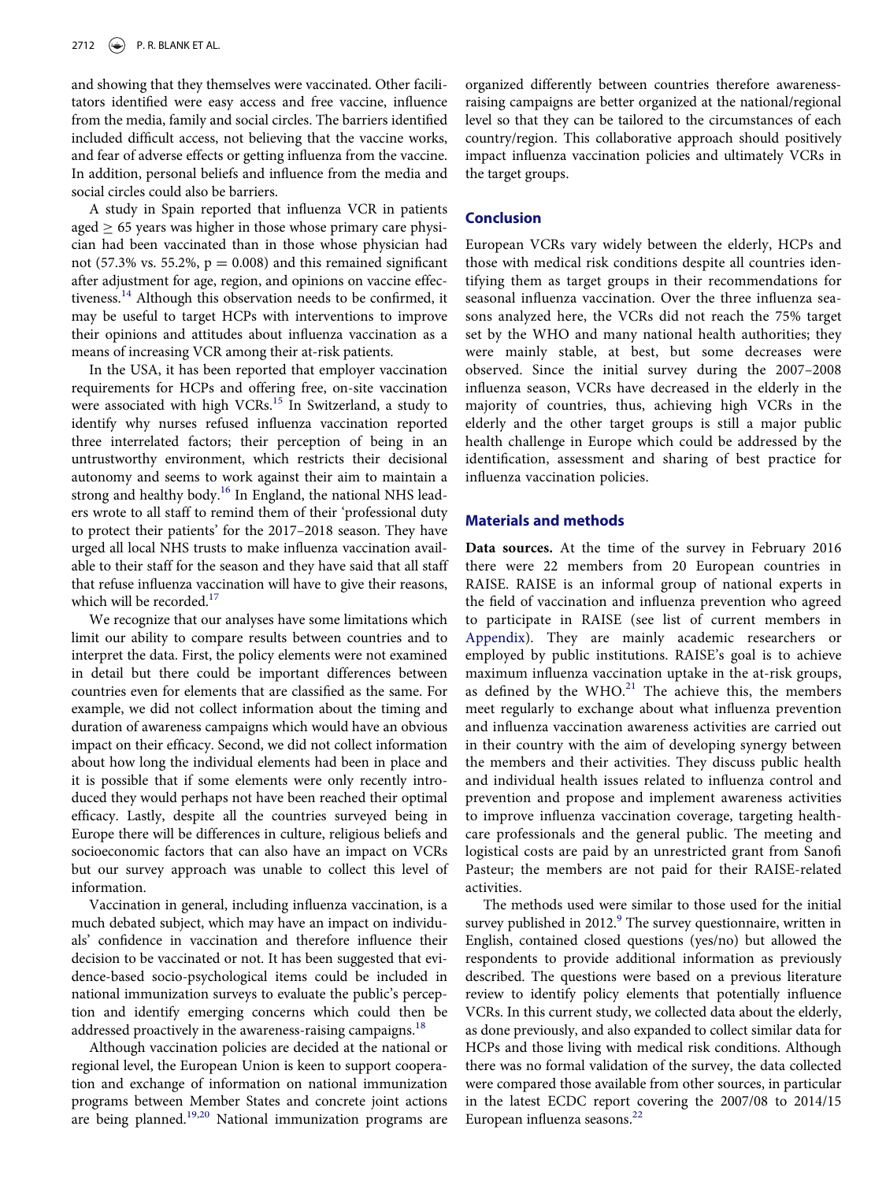and showing that they themselves were vaccinated. Other facilitators identified were easy access and free vaccine, influence from the media, family and social circles. The barriers identified included difficult access, not believing that the vaccine works, and fear of adverse effects or getting influenza from the vaccine. In addition, personal beliefs and influence from the media and social circles could also be barriers.

A study in Spain reported that influenza VCR in patients aged $\geq$ 65 years was higher in those whose primary care physician had been vaccinated than in those whose physician had not (57.3% vs. 55.2%, $p = 0.008$) and this remained significant after adjustment for age, region, and opinions on vaccine effectiveness.[14] Although this observation needs to be confirmed, it may be useful to target HCPs with interventions to improve their opinions and attitudes about influenza vaccination as a means of increasing VCR among their at-risk patients.

In the USA, it has been reported that employer vaccination requirements for HCPs and offering free, on-site vaccination were associated with high VCRs.[15] In Switzerland, a study to identify why nurses refused influenza vaccination reported three interrelated factors; their perception of being in an untrustworthy environment, which restricts their decisional autonomy and seems to work against their aim to maintain a strong and healthy body.[16] In England, the national NHS leaders wrote to all staff to remind them of their 'professional duty to protect their patients' for the 2017–2018 season. They have urged all local NHS trusts to make influenza vaccination available to their staff for the season and they have said that all staff that refuse influenza vaccination will have to give their reasons, which will be recorded.[17]

We recognize that our analyses have some limitations which limit our ability to compare results between countries and to interpret the data. First, the policy elements were not examined in detail but there could be important differences between countries even for elements that are classified as the same. For example, we did not collect information about the timing and duration of awareness campaigns which would have an obvious impact on their efficacy. Second, we did not collect information about how long the individual elements had been in place and it is possible that if some elements were only recently introduced they would perhaps not have been reached their optimal efficacy. Lastly, despite all the countries surveyed being in Europe there will be differences in culture, religious beliefs and socioeconomic factors that can also have an impact on VCRs but our survey approach was unable to collect this level of information.

Vaccination in general, including influenza vaccination, is a much debated subject, which may have an impact on individuals' confidence in vaccination and therefore influence their decision to be vaccinated or not. It has been suggested that evidence-based socio-psychological items could be included in national immunization surveys to evaluate the public's perception and identify emerging concerns which could then be addressed proactively in the awareness-raising campaigns.[18]

Although vaccination policies are decided at the national or regional level, the European Union is keen to support cooperation and exchange of information on national immunization programs between Member States and concrete joint actions are being planned.[19,20] National immunization programs are organized differently between countries therefore awareness-raising campaigns are better organized at the national/regional level so that they can be tailored to the circumstances of each country/region. This collaborative approach should positively impact influenza vaccination policies and ultimately VCRs in the target groups.

## Conclusion

European VCRs vary widely between the elderly, HCPs and those with medical risk conditions despite all countries identifying them as target groups in their recommendations for seasonal influenza vaccination. Over the three influenza seasons analyzed here, the VCRs did not reach the 75% target set by the WHO and many national health authorities; they were mainly stable, at best, but some decreases were observed. Since the initial survey during the 2007–2008 influenza season, VCRs have decreased in the elderly in the majority of countries, thus, achieving high VCRs in the elderly and the other target groups is still a major public health challenge in Europe which could be addressed by the identification, assessment and sharing of best practice for influenza vaccination policies.

## Materials and methods

**Data sources.** At the time of the survey in February 2016 there were 22 members from 20 European countries in RAISE. RAISE is an informal group of national experts in the field of vaccination and influenza prevention who agreed to participate in RAISE (see list of current members in Appendix). They are mainly academic researchers or employed by public institutions. RAISE's goal is to achieve maximum influenza vaccination uptake in the at-risk groups, as defined by the WHO.[21] The achieve this, the members meet regularly to exchange about what influenza prevention and influenza vaccination awareness activities are carried out in their country with the aim of developing synergy between the members and their activities. They discuss public health and individual health issues related to influenza control and prevention and propose and implement awareness activities to improve influenza vaccination coverage, targeting healthcare professionals and the general public. The meeting and logistical costs are paid by an unrestricted grant from Sanofi Pasteur; the members are not paid for their RAISE-related activities.

The methods used were similar to those used for the initial survey published in 2012.[9] The survey questionnaire, written in English, contained closed questions (yes/no) but allowed the respondents to provide additional information as previously described. The questions were based on a previous literature review to identify policy elements that potentially influence VCRs. In this current study, we collected data about the elderly, as done previously, and also expanded to collect similar data for HCPs and those living with medical risk conditions. Although there was no formal validation of the survey, the data collected were compared those available from other sources, in particular in the latest ECDC report covering the 2007/08 to 2014/15 European influenza seasons.[22]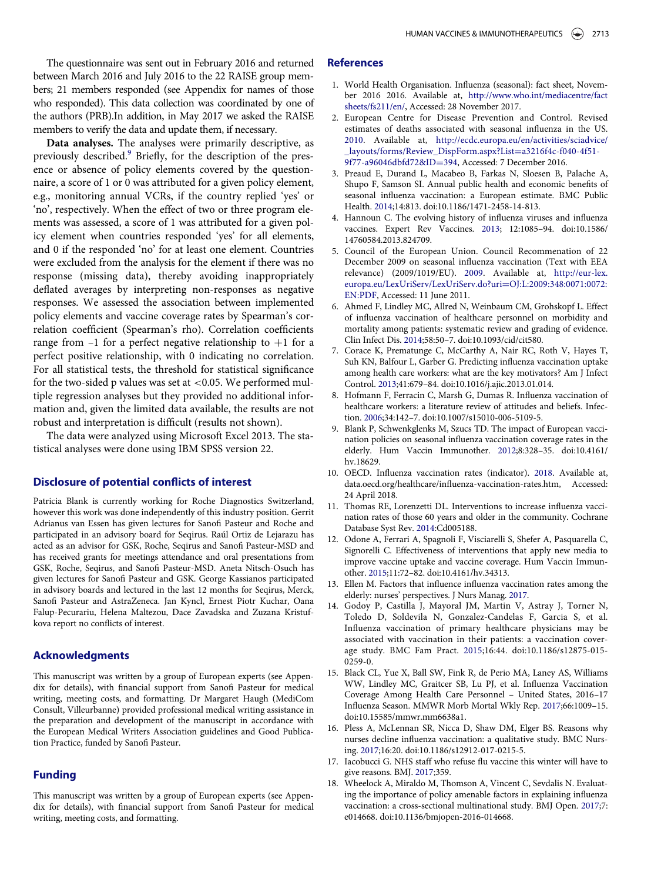The questionnaire was sent out in February 2016 and returned between March 2016 and July 2016 to the 22 RAISE group members; 21 members responded (see Appendix for names of those who responded). This data collection was coordinated by one of the authors (PRB).In addition, in May 2017 we asked the RAISE members to verify the data and update them, if necessary.

**Data analyses.** The analyses were primarily descriptive, as previously described.[9] Briefly, for the description of the presence or absence of policy elements covered by the questionnaire, a score of 1 or 0 was attributed for a given policy element, e.g., monitoring annual VCRs, if the country replied 'yes' or 'no', respectively. When the effect of two or three program elements was assessed, a score of 1 was attributed for a given policy element when countries responded 'yes' for all elements, and 0 if the responded 'no' for at least one element. Countries were excluded from the analysis for the element if there was no response (missing data), thereby avoiding inappropriately deflated averages by interpreting non-responses as negative responses. We assessed the association between implemented policy elements and vaccine coverage rates by Spearman's correlation coefficient (Spearman's rho). Correlation coefficients range from –1 for a perfect negative relationship to +1 for a perfect positive relationship, with 0 indicating no correlation. For all statistical tests, the threshold for statistical significance for the two-sided p values was set at <0.05. We performed multiple regression analyses but they provided no additional information and, given the limited data available, the results are not robust and interpretation is difficult (results not shown).

The data were analyzed using Microsoft Excel 2013. The statistical analyses were done using IBM SPSS version 22.

## Disclosure of potential conflicts of interest

Patricia Blank is currently working for Roche Diagnostics Switzerland, however this work was done independently of this industry position. Gerrit Adrianus van Essen has given lectures for Sanofi Pasteur and Roche and participated in an advisory board for Seqirus. Raúl Ortiz de Lejarazu has acted as an advisor for GSK, Roche, Seqirus and Sanofi Pasteur-MSD and has received grants for meetings attendance and oral presentations from GSK, Roche, Seqirus, and Sanofi Pasteur-MSD. Aneta Nitsch-Osuch has given lectures for Sanofi Pasteur and GSK. George Kassianos participated in advisory boards and lectured in the last 12 months for Seqirus, Merck, Sanofi Pasteur and AstraZeneca. Jan Kyncl, Ernest Piotr Kuchar, Oana Falup-Pecurariu, Helena Maltezou, Dace Zavadska and Zuzana Kristufkova report no conflicts of interest.

## Acknowledgments

This manuscript was written by a group of European experts (see Appendix for details), with financial support from Sanofi Pasteur for medical writing, meeting costs, and formatting. Dr Margaret Haugh (MediCom Consult, Villeurbanne) provided professional medical writing assistance in the preparation and development of the manuscript in accordance with the European Medical Writers Association guidelines and Good Publication Practice, funded by Sanofi Pasteur.

## Funding

This manuscript was written by a group of European experts (see Appendix for details), with financial support from Sanofi Pasteur for medical writing, meeting costs, and formatting.

## References

1. World Health Organisation. Influenza (seasonal): fact sheet, November 2016 2016. Available at, http://www.who.int/mediacentre/factsheets/fs211/en/, Accessed: 28 November 2017.
2. European Centre for Disease Prevention and Control. Revised estimates of deaths associated with seasonal influenza in the US. 2010. Available at, http://ecdc.europa.eu/en/activities/sciadvice/_layouts/forms/Review_DispForm.aspx?List=a3216f4c-f040-4f51-9f77-a96046dbfd72&ID=394, Accessed: 7 December 2016.
3. Preaud E, Durand L, Macabeo B, Farkas N, Sloesen B, Palache A, Shupo F, Samson SI. Annual public health and economic benefits of seasonal influenza vaccination: a European estimate. BMC Public Health. 2014;14:813. doi:10.1186/1471-2458-14-813.
4. Hannoun C. The evolving history of influenza viruses and influenza vaccines. Expert Rev Vaccines. 2013; 12:1085–94. doi:10.1586/14760584.2013.824709.
5. Council of the European Union. Council Recommenation of 22 December 2009 on seasonal influenza vaccination (Text with EEA relevance) (2009/1019/EU). 2009. Available at, http://eur-lex.europa.eu/LexUriServ/LexUriServ.do?uri=OJ:L:2009:348:0071:0072:EN:PDF, Accessed: 11 June 2011.
6. Ahmed F, Lindley MC, Allred N, Weinbaum CM, Grohskopf L. Effect of influenza vaccination of healthcare personnel on morbidity and mortality among patients: systematic review and grading of evidence. Clin Infect Dis. 2014;58:50–7. doi:10.1093/cid/cit580.
7. Corace K, Prematunge C, McCarthy A, Nair RC, Roth V, Hayes T, Suh KN, Balfour L, Garber G. Predicting influenza vaccination uptake among health care workers: what are the key motivators? Am J Infect Control. 2013;41:679–84. doi:10.1016/j.ajic.2013.01.014.
8. Hofmann F, Ferracin C, Marsh G, Dumas R. Influenza vaccination of healthcare workers: a literature review of attitudes and beliefs. Infection. 2006;34:142–7. doi:10.1007/s15010-006-5109-5.
9. Blank P, Schwenkglenks M, Szucs TD. The impact of European vaccination policies on seasonal influenza vaccination coverage rates in the elderly. Hum Vaccin Immunother. 2012;8:328–35. doi:10.4161/hv.18629.
10. OECD. Influenza vaccination rates (indicator). 2018. Available at, data.oecd.org/healthcare/influenza-vaccination-rates.htm, Accessed: 24 April 2018.
11. Thomas RE, Lorenzetti DL. Interventions to increase influenza vaccination rates of those 60 years and older in the community. Cochrane Database Syst Rev. 2014:Cd005188.
12. Odone A, Ferrari A, Spagnoli F, Visciarelli S, Shefer A, Pasquarella C, Signorelli C. Effectiveness of interventions that apply new media to improve vaccine uptake and vaccine coverage. Hum Vaccin Immunother. 2015;11:72–82. doi:10.4161/hv.34313.
13. Ellen M. Factors that influence influenza vaccination rates among the elderly: nurses' perspectives. J Nurs Manag. 2017.
14. Godoy P, Castilla J, Mayoral JM, Martin V, Astray J, Torner N, Toledo D, Soldevila N, Gonzalez-Candelas F, Garcia S, et al. Influenza vaccination of primary healthcare physicians may be associated with vaccination in their patients: a vaccination coverage study. BMC Fam Pract. 2015;16:44. doi:10.1186/s12875-015-0259-0.
15. Black CL, Yue X, Ball SW, Fink R, de Perio MA, Laney AS, Williams WW, Lindley MC, Graitcer SB, Lu PJ, et al. Influenza Vaccination Coverage Among Health Care Personnel – United States, 2016–17 Influenza Season. MMWR Morb Mortal Wkly Rep. 2017;66:1009–15. doi:10.15585/mmwr.mm6638a1.
16. Pless A, McLennan SR, Nicca D, Shaw DM, Elger BS. Reasons why nurses decline influenza vaccination: a qualitative study. BMC Nursing. 2017;16:20. doi:10.1186/s12912-017-0215-5.
17. Iacobucci G. NHS staff who refuse flu vaccine this winter will have to give reasons. BMJ. 2017;359.
18. Wheelock A, Miraldo M, Thomson A, Vincent C, Sevdalis N. Evaluating the importance of policy amenable factors in explaining influenza vaccination: a cross-sectional multinational study. BMJ Open. 2017;7:e014668. doi:10.1136/bmjopen-2016-014668.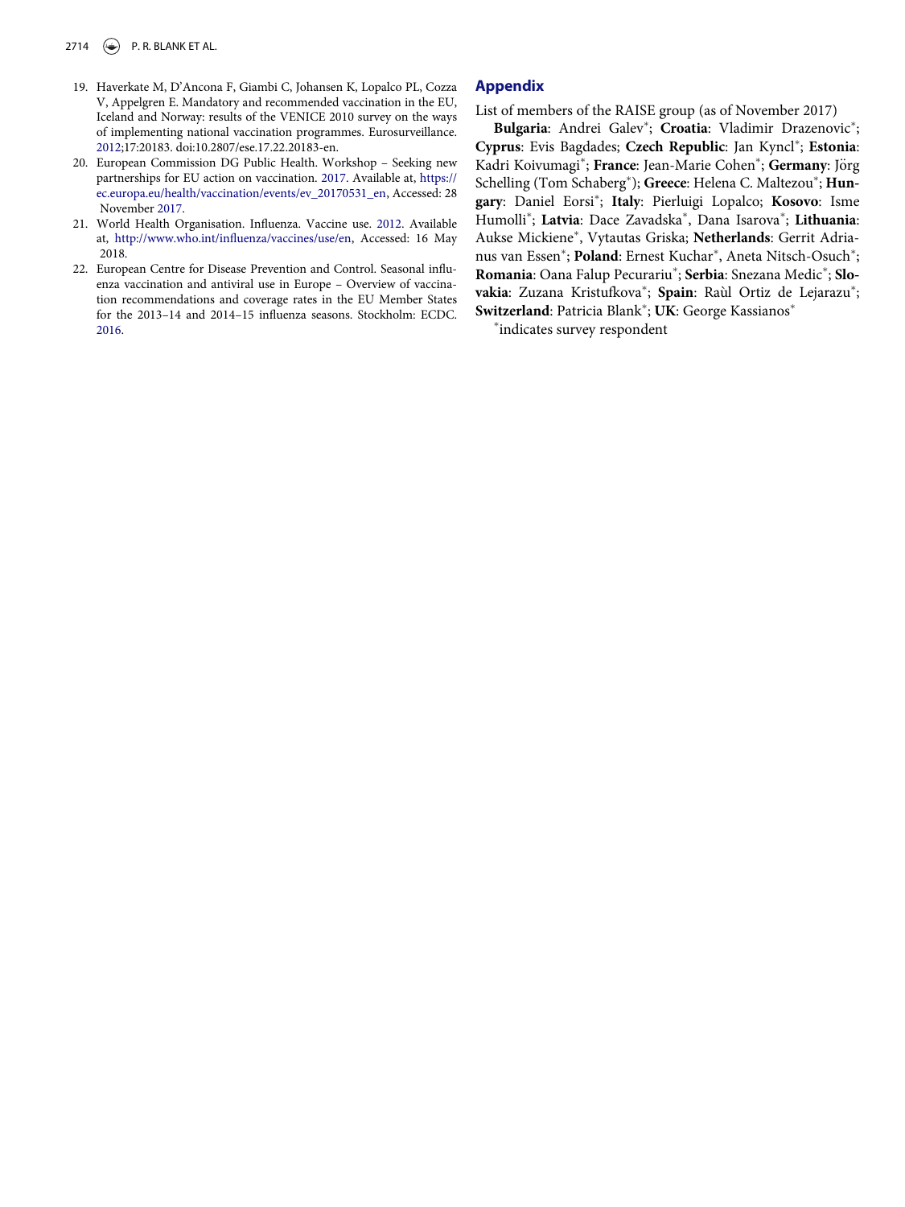19. Haverkate M, D'Ancona F, Giambi C, Johansen K, Lopalco PL, Cozza V, Appelgren E. Mandatory and recommended vaccination in the EU, Iceland and Norway: results of the VENICE 2010 survey on the ways of implementing national vaccination programmes. Eurosurveillance. 2012;17:20183. doi:10.2807/ese.17.22.20183-en.
20. European Commission DG Public Health. Workshop – Seeking new partnerships for EU action on vaccination. 2017. Available at, https://ec.europa.eu/health/vaccination/events/ev_20170531_en, Accessed: 28 November 2017.
21. World Health Organisation. Influenza. Vaccine use. 2012. Available at, http://www.who.int/influenza/vaccines/use/en, Accessed: 16 May 2018.
22. European Centre for Disease Prevention and Control. Seasonal influenza vaccination and antiviral use in Europe – Overview of vaccination recommendations and coverage rates in the EU Member States for the 2013–14 and 2014–15 influenza seasons. Stockholm: ECDC. 2016.

## Appendix

List of members of the RAISE group (as of November 2017)

**Bulgaria**: Andrei Galev*; **Croatia**: Vladimir Drazenovic*; **Cyprus**: Evis Bagdades; **Czech Republic**: Jan Kyncl*; **Estonia**: Kadri Koivumagi*; **France**: Jean-Marie Cohen*; **Germany**: Jörg Schelling (Tom Schaberg*); **Greece**: Helena C. Maltezou*; **Hungary**: Daniel Eorsi*; **Italy**: Pierluigi Lopalco; **Kosovo**: Isme Humolli*; **Latvia**: Dace Zavadska*, Dana Isarova*; **Lithuania**: Aukse Mickiene*, Vytautas Griska; **Netherlands**: Gerrit Adrianus van Essen*; **Poland**: Ernest Kuchar*, Aneta Nitsch-Osuch*; **Romania**: Oana Falup Pecurariu*; **Serbia**: Snezana Medic*; **Slovakia**: Zuzana Kristufkova*; **Spain**: Raùl Ortiz de Lejarazu*; **Switzerland**: Patricia Blank*; **UK**: George Kassianos*

*indicates survey respondent